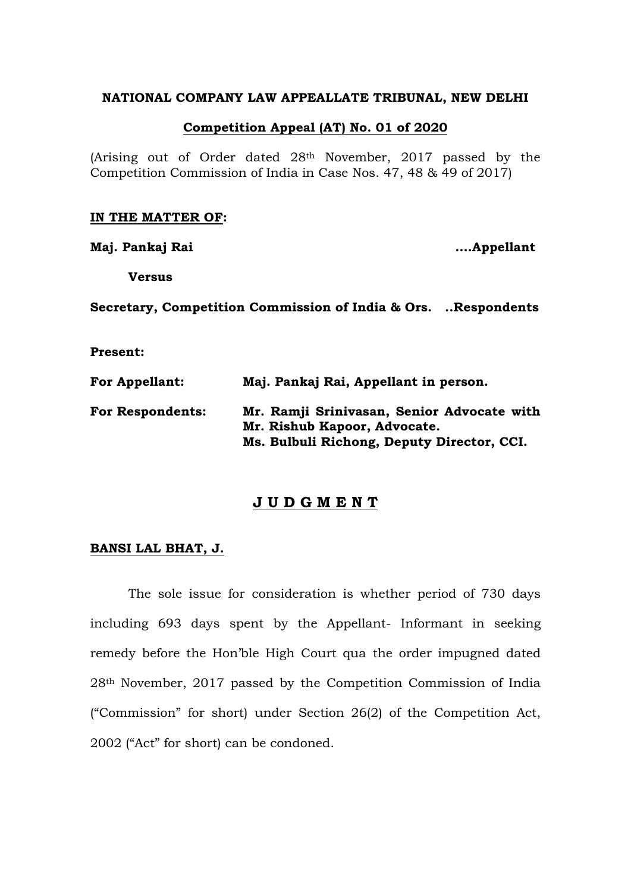**NATIONAL COMPANY LAW APPEALLATE TRIBUNAL, NEW DELHI**

**Competition Appeal (AT) No. 01 of 2020**

(Arising out of Order dated 28th November, 2017 passed by the Competition Commission of India in Case Nos. 47, 48 & 49 of 2017)

**IN THE MATTER OF:**

**Maj. Pankaj Rai** ....**Appellant**

**Versus**

**Secretary, Competition Commission of India & Ors.** ..**Respondents**

**Present:**

**For Appellant:** **Maj. Pankaj Rai, Appellant in person.**

**For Respondents:** **Mr. Ramji Srinivasan, Senior Advocate with Mr. Rishub Kapoor, Advocate.**
**Ms. Bulbuli Richong, Deputy Director, CCI.**

## J U D G M E N T

**BANSI LAL BHAT, J.**

The sole issue for consideration is whether period of 730 days including 693 days spent by the Appellant- Informant in seeking remedy before the Hon'ble High Court qua the order impugned dated 28th November, 2017 passed by the Competition Commission of India ("Commission" for short) under Section 26(2) of the Competition Act, 2002 ("Act" for short) can be condoned.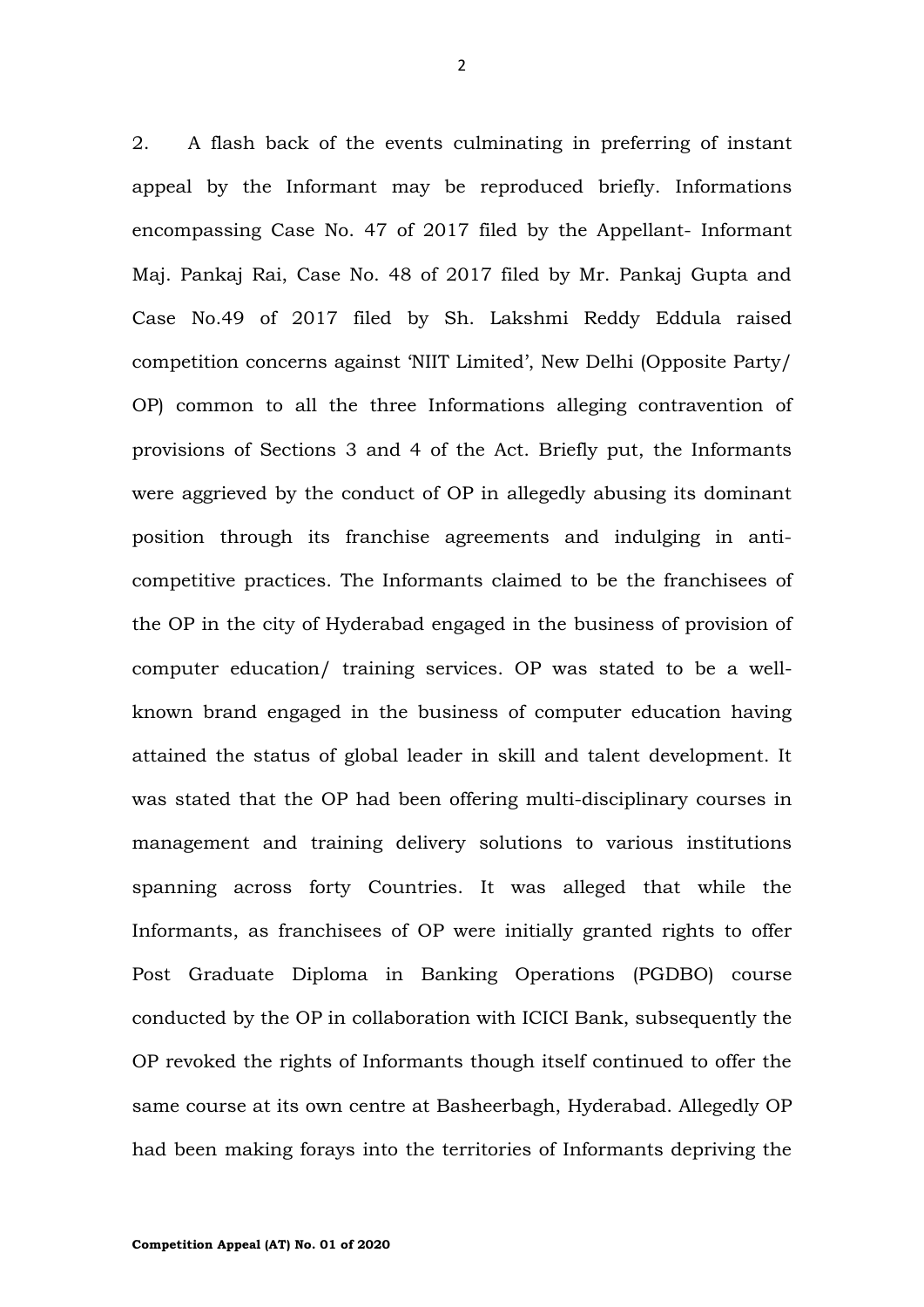2. A flash back of the events culminating in preferring of instant appeal by the Informant may be reproduced briefly. Informations encompassing Case No. 47 of 2017 filed by the Appellant- Informant Maj. Pankaj Rai, Case No. 48 of 2017 filed by Mr. Pankaj Gupta and Case No.49 of 2017 filed by Sh. Lakshmi Reddy Eddula raised competition concerns against 'NIIT Limited', New Delhi (Opposite Party/ OP) common to all the three Informations alleging contravention of provisions of Sections 3 and 4 of the Act. Briefly put, the Informants were aggrieved by the conduct of OP in allegedly abusing its dominant position through its franchise agreements and indulging in anti-competitive practices. The Informants claimed to be the franchisees of the OP in the city of Hyderabad engaged in the business of provision of computer education/ training services. OP was stated to be a well-known brand engaged in the business of computer education having attained the status of global leader in skill and talent development. It was stated that the OP had been offering multi-disciplinary courses in management and training delivery solutions to various institutions spanning across forty Countries. It was alleged that while the Informants, as franchisees of OP were initially granted rights to offer Post Graduate Diploma in Banking Operations (PGDBO) course conducted by the OP in collaboration with ICICI Bank, subsequently the OP revoked the rights of Informants though itself continued to offer the same course at its own centre at Basheerbagh, Hyderabad. Allegedly OP had been making forays into the territories of Informants depriving the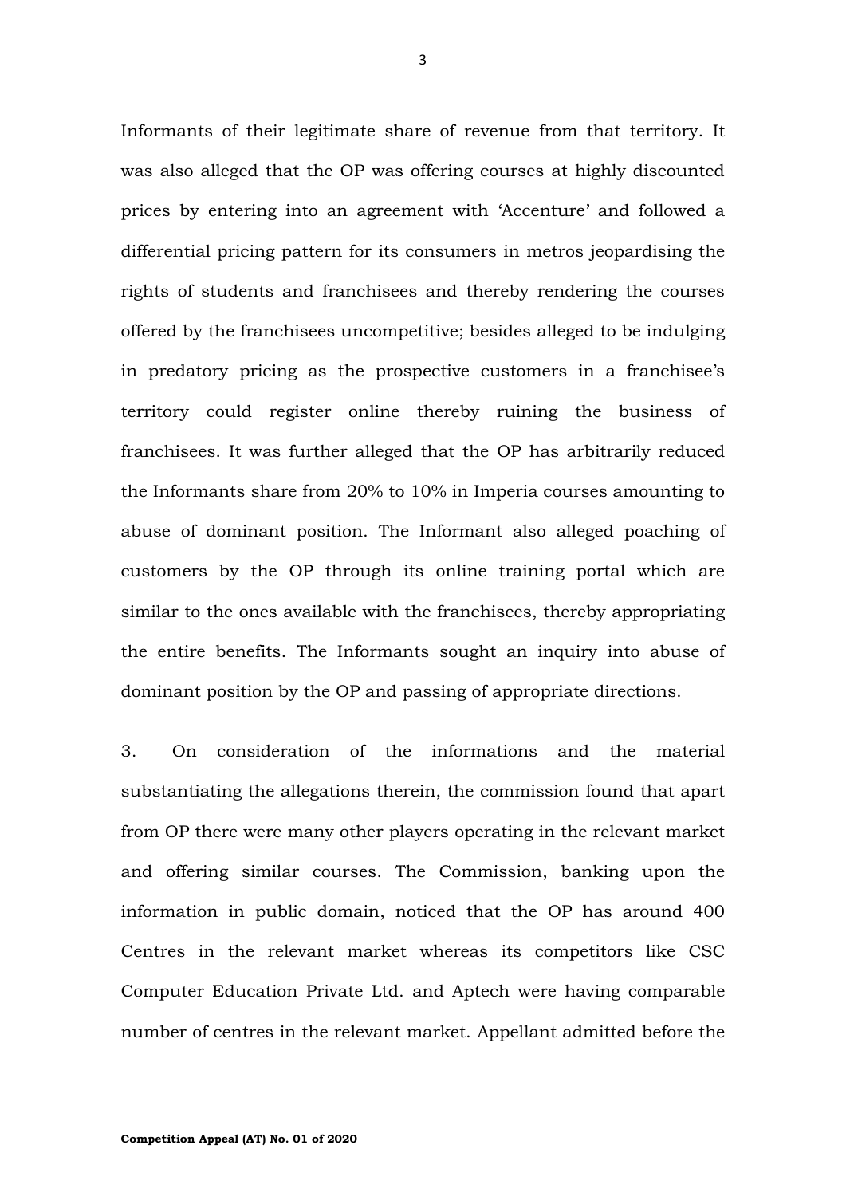Informants of their legitimate share of revenue from that territory. It was also alleged that the OP was offering courses at highly discounted prices by entering into an agreement with 'Accenture' and followed a differential pricing pattern for its consumers in metros jeopardising the rights of students and franchisees and thereby rendering the courses offered by the franchisees uncompetitive; besides alleged to be indulging in predatory pricing as the prospective customers in a franchisee's territory could register online thereby ruining the business of franchisees. It was further alleged that the OP has arbitrarily reduced the Informants share from 20% to 10% in Imperia courses amounting to abuse of dominant position. The Informant also alleged poaching of customers by the OP through its online training portal which are similar to the ones available with the franchisees, thereby appropriating the entire benefits. The Informants sought an inquiry into abuse of dominant position by the OP and passing of appropriate directions.

3. On consideration of the informations and the material substantiating the allegations therein, the commission found that apart from OP there were many other players operating in the relevant market and offering similar courses. The Commission, banking upon the information in public domain, noticed that the OP has around 400 Centres in the relevant market whereas its competitors like CSC Computer Education Private Ltd. and Aptech were having comparable number of centres in the relevant market. Appellant admitted before the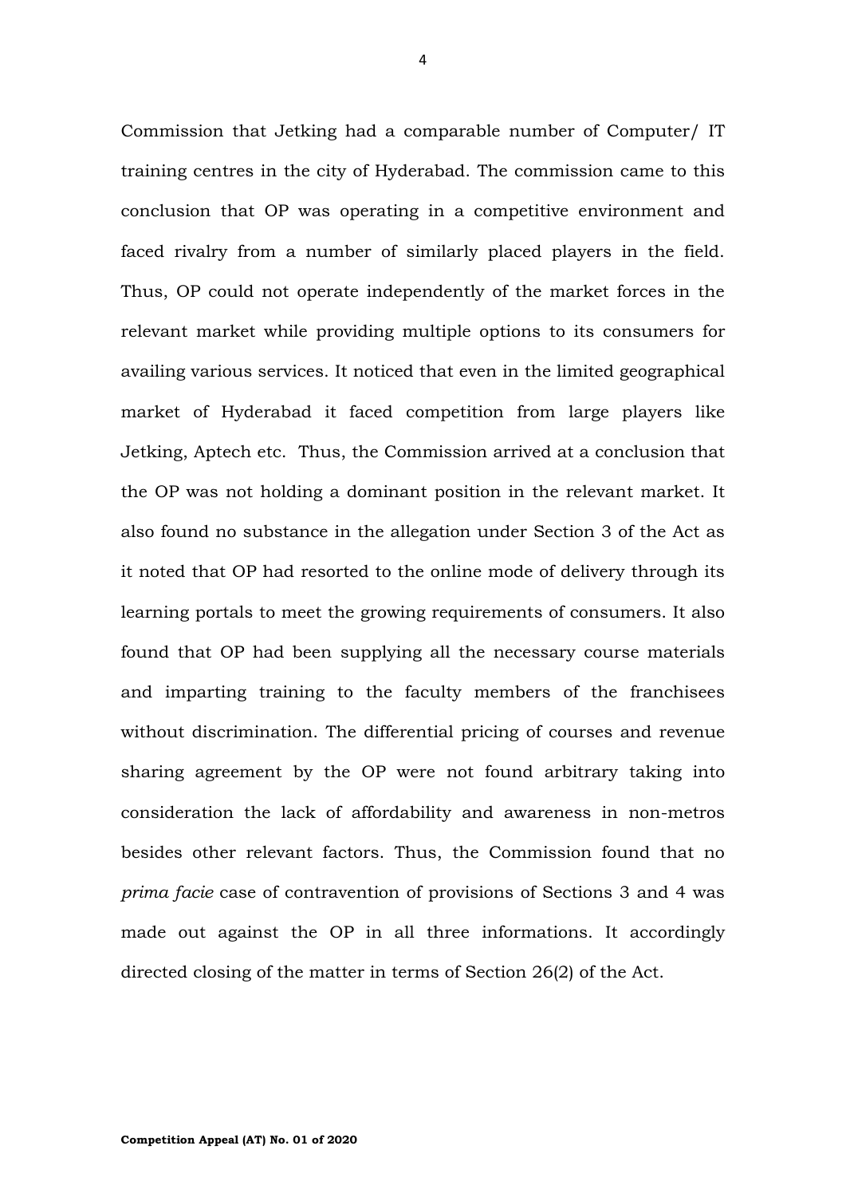Commission that Jetking had a comparable number of Computer/ IT training centres in the city of Hyderabad. The commission came to this conclusion that OP was operating in a competitive environment and faced rivalry from a number of similarly placed players in the field. Thus, OP could not operate independently of the market forces in the relevant market while providing multiple options to its consumers for availing various services. It noticed that even in the limited geographical market of Hyderabad it faced competition from large players like Jetking, Aptech etc. Thus, the Commission arrived at a conclusion that the OP was not holding a dominant position in the relevant market. It also found no substance in the allegation under Section 3 of the Act as it noted that OP had resorted to the online mode of delivery through its learning portals to meet the growing requirements of consumers. It also found that OP had been supplying all the necessary course materials and imparting training to the faculty members of the franchisees without discrimination. The differential pricing of courses and revenue sharing agreement by the OP were not found arbitrary taking into consideration the lack of affordability and awareness in non-metros besides other relevant factors. Thus, the Commission found that no *prima facie* case of contravention of provisions of Sections 3 and 4 was made out against the OP in all three informations. It accordingly directed closing of the matter in terms of Section 26(2) of the Act.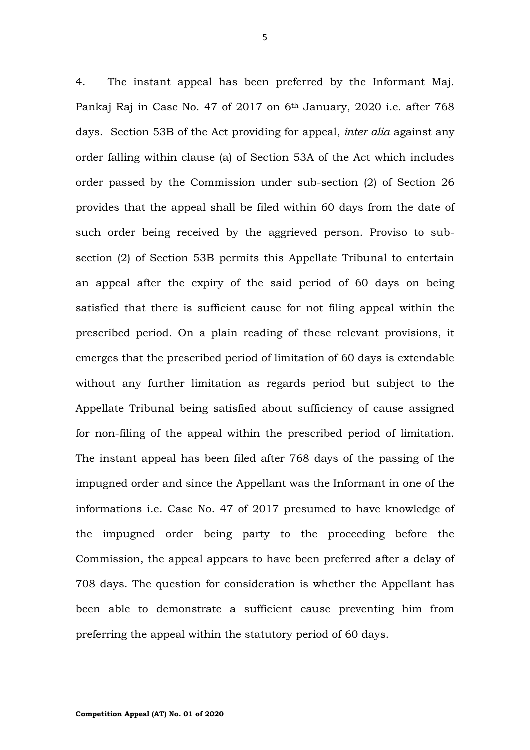4. The instant appeal has been preferred by the Informant Maj. Pankaj Raj in Case No. 47 of 2017 on 6th January, 2020 i.e. after 768 days. Section 53B of the Act providing for appeal, *inter alia* against any order falling within clause (a) of Section 53A of the Act which includes order passed by the Commission under sub-section (2) of Section 26 provides that the appeal shall be filed within 60 days from the date of such order being received by the aggrieved person. Proviso to sub-section (2) of Section 53B permits this Appellate Tribunal to entertain an appeal after the expiry of the said period of 60 days on being satisfied that there is sufficient cause for not filing appeal within the prescribed period. On a plain reading of these relevant provisions, it emerges that the prescribed period of limitation of 60 days is extendable without any further limitation as regards period but subject to the Appellate Tribunal being satisfied about sufficiency of cause assigned for non-filing of the appeal within the prescribed period of limitation. The instant appeal has been filed after 768 days of the passing of the impugned order and since the Appellant was the Informant in one of the informations i.e. Case No. 47 of 2017 presumed to have knowledge of the impugned order being party to the proceeding before the Commission, the appeal appears to have been preferred after a delay of 708 days. The question for consideration is whether the Appellant has been able to demonstrate a sufficient cause preventing him from preferring the appeal within the statutory period of 60 days.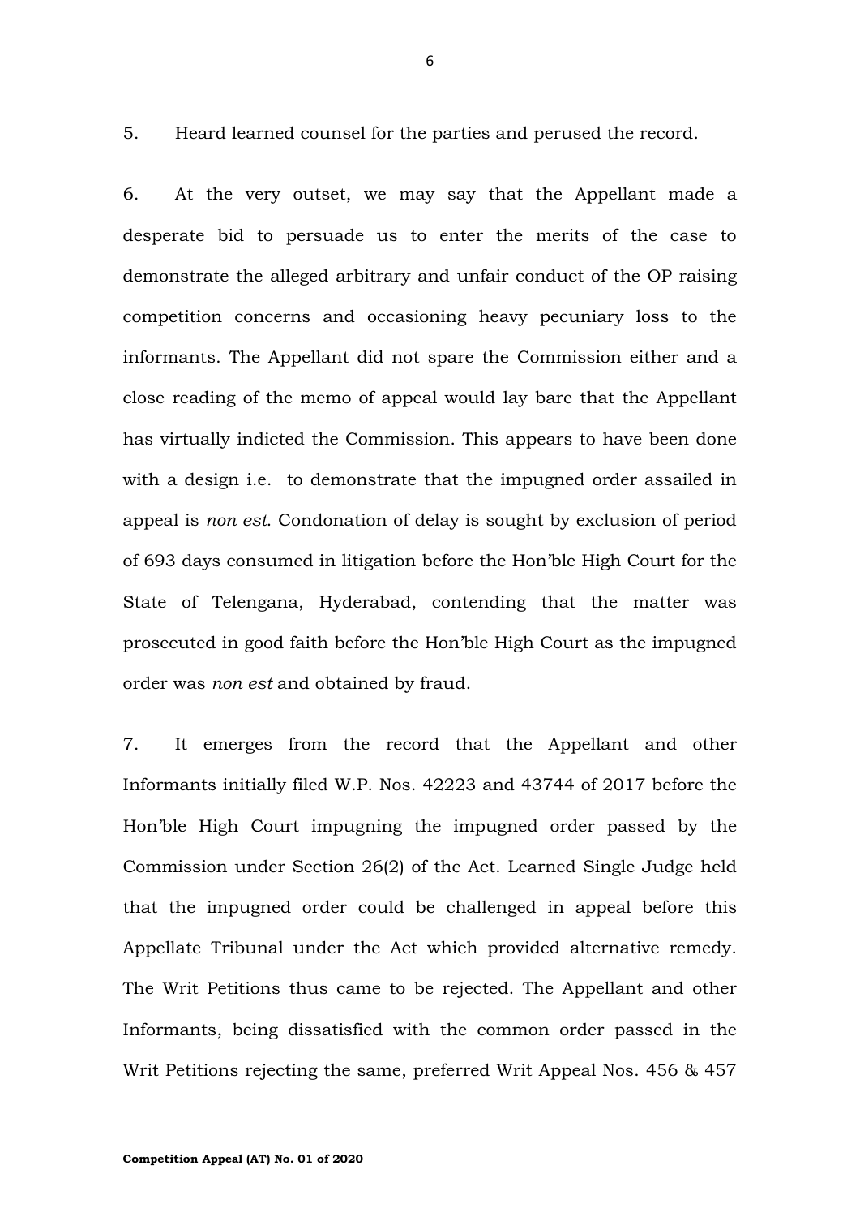5. Heard learned counsel for the parties and perused the record.

6. At the very outset, we may say that the Appellant made a desperate bid to persuade us to enter the merits of the case to demonstrate the alleged arbitrary and unfair conduct of the OP raising competition concerns and occasioning heavy pecuniary loss to the informants. The Appellant did not spare the Commission either and a close reading of the memo of appeal would lay bare that the Appellant has virtually indicted the Commission. This appears to have been done with a design i.e. to demonstrate that the impugned order assailed in appeal is *non est*. Condonation of delay is sought by exclusion of period of 693 days consumed in litigation before the Hon'ble High Court for the State of Telengana, Hyderabad, contending that the matter was prosecuted in good faith before the Hon'ble High Court as the impugned order was *non est* and obtained by fraud.

7. It emerges from the record that the Appellant and other Informants initially filed W.P. Nos. 42223 and 43744 of 2017 before the Hon'ble High Court impugning the impugned order passed by the Commission under Section 26(2) of the Act. Learned Single Judge held that the impugned order could be challenged in appeal before this Appellate Tribunal under the Act which provided alternative remedy. The Writ Petitions thus came to be rejected. The Appellant and other Informants, being dissatisfied with the common order passed in the Writ Petitions rejecting the same, preferred Writ Appeal Nos. 456 & 457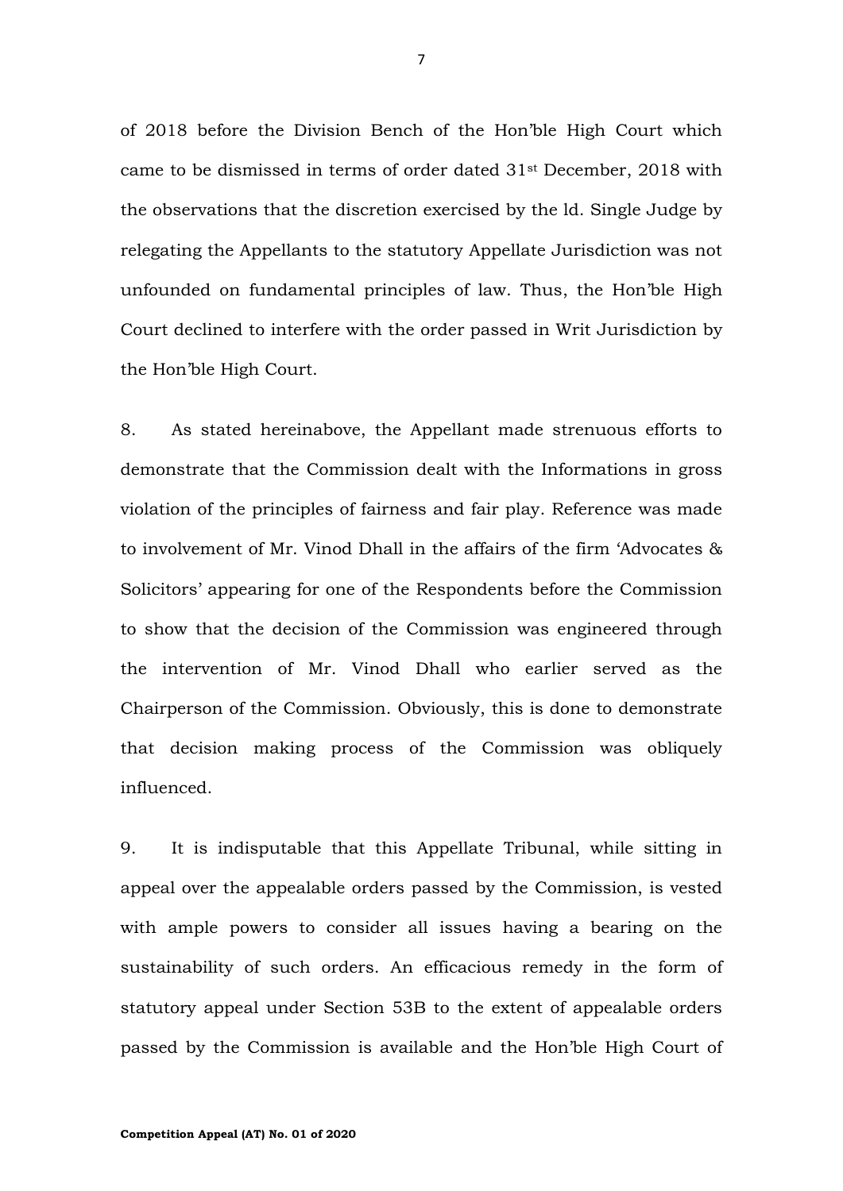of 2018 before the Division Bench of the Hon'ble High Court which came to be dismissed in terms of order dated 31st December, 2018 with the observations that the discretion exercised by the ld. Single Judge by relegating the Appellants to the statutory Appellate Jurisdiction was not unfounded on fundamental principles of law. Thus, the Hon'ble High Court declined to interfere with the order passed in Writ Jurisdiction by the Hon'ble High Court.

8. As stated hereinabove, the Appellant made strenuous efforts to demonstrate that the Commission dealt with the Informations in gross violation of the principles of fairness and fair play. Reference was made to involvement of Mr. Vinod Dhall in the affairs of the firm 'Advocates & Solicitors' appearing for one of the Respondents before the Commission to show that the decision of the Commission was engineered through the intervention of Mr. Vinod Dhall who earlier served as the Chairperson of the Commission. Obviously, this is done to demonstrate that decision making process of the Commission was obliquely influenced.

9. It is indisputable that this Appellate Tribunal, while sitting in appeal over the appealable orders passed by the Commission, is vested with ample powers to consider all issues having a bearing on the sustainability of such orders. An efficacious remedy in the form of statutory appeal under Section 53B to the extent of appealable orders passed by the Commission is available and the Hon'ble High Court of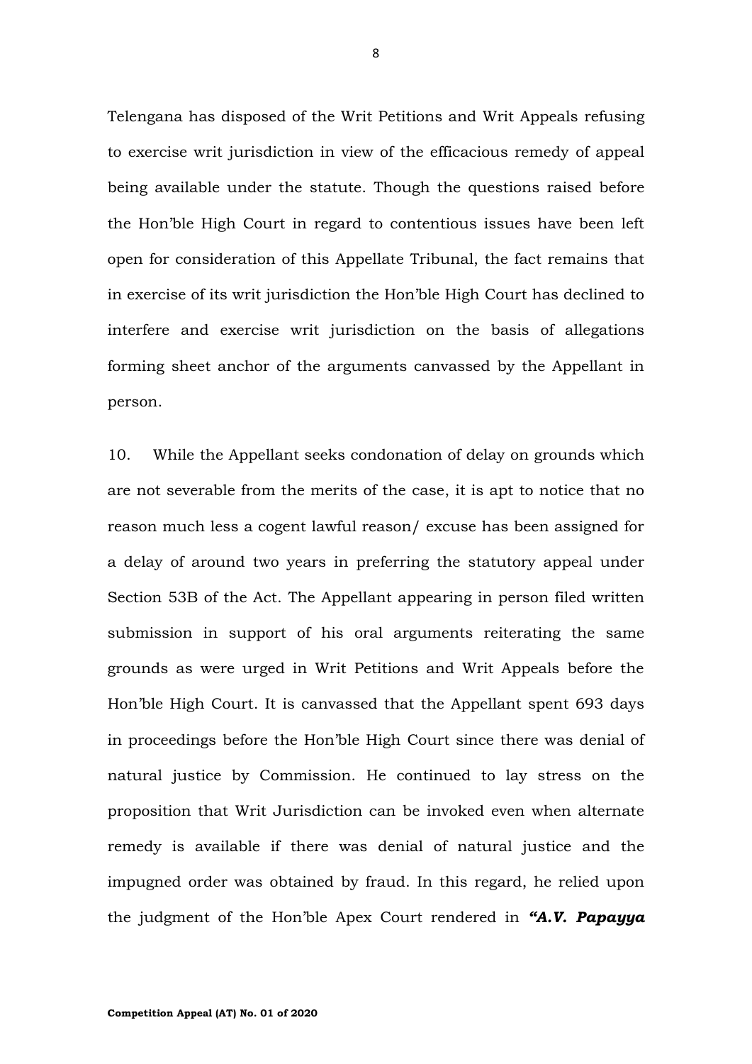Telengana has disposed of the Writ Petitions and Writ Appeals refusing to exercise writ jurisdiction in view of the efficacious remedy of appeal being available under the statute. Though the questions raised before the Hon'ble High Court in regard to contentious issues have been left open for consideration of this Appellate Tribunal, the fact remains that in exercise of its writ jurisdiction the Hon'ble High Court has declined to interfere and exercise writ jurisdiction on the basis of allegations forming sheet anchor of the arguments canvassed by the Appellant in person.

10. While the Appellant seeks condonation of delay on grounds which are not severable from the merits of the case, it is apt to notice that no reason much less a cogent lawful reason/ excuse has been assigned for a delay of around two years in preferring the statutory appeal under Section 53B of the Act. The Appellant appearing in person filed written submission in support of his oral arguments reiterating the same grounds as were urged in Writ Petitions and Writ Appeals before the Hon'ble High Court. It is canvassed that the Appellant spent 693 days in proceedings before the Hon'ble High Court since there was denial of natural justice by Commission. He continued to lay stress on the proposition that Writ Jurisdiction can be invoked even when alternate remedy is available if there was denial of natural justice and the impugned order was obtained by fraud. In this regard, he relied upon the judgment of the Hon'ble Apex Court rendered in ***"A.V. Papayya***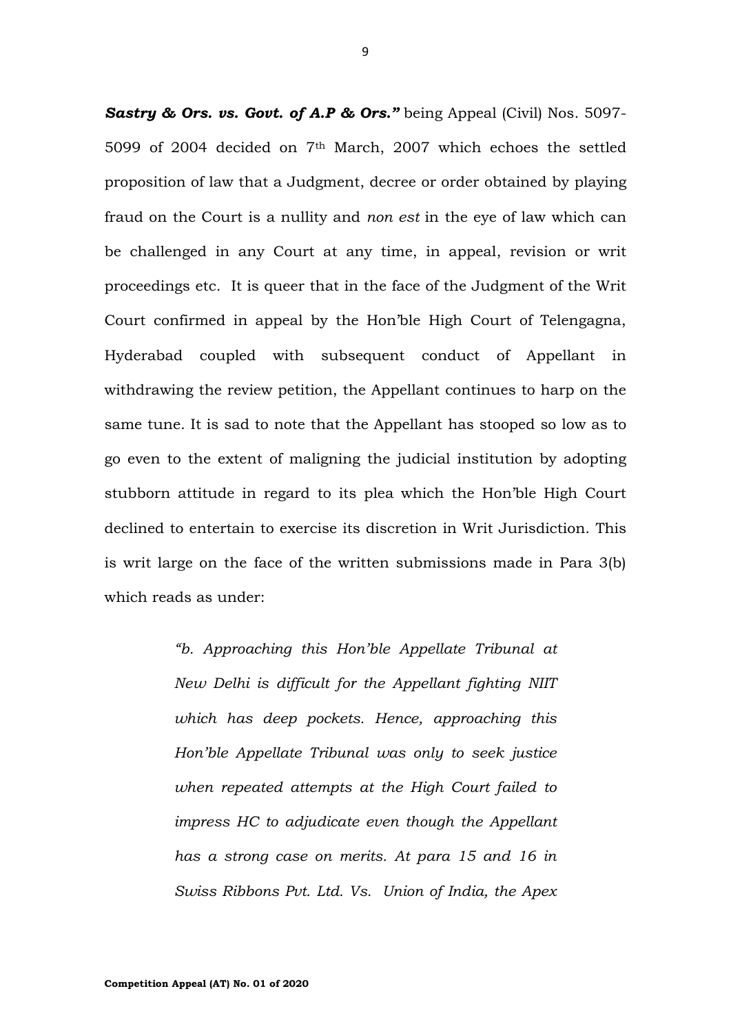***Sastry & Ors. vs. Govt. of A.P & Ors."*** being Appeal (Civil) Nos. 5097-5099 of 2004 decided on 7th March, 2007 which echoes the settled proposition of law that a Judgment, decree or order obtained by playing fraud on the Court is a nullity and *non est* in the eye of law which can be challenged in any Court at any time, in appeal, revision or writ proceedings etc. It is queer that in the face of the Judgment of the Writ Court confirmed in appeal by the Hon'ble High Court of Telengagna, Hyderabad coupled with subsequent conduct of Appellant in withdrawing the review petition, the Appellant continues to harp on the same tune. It is sad to note that the Appellant has stooped so low as to go even to the extent of maligning the judicial institution by adopting stubborn attitude in regard to its plea which the Hon'ble High Court declined to entertain to exercise its discretion in Writ Jurisdiction. This is writ large on the face of the written submissions made in Para 3(b) which reads as under:

> *"b. Approaching this Hon'ble Appellate Tribunal at New Delhi is difficult for the Appellant fighting NIIT which has deep pockets. Hence, approaching this Hon'ble Appellate Tribunal was only to seek justice when repeated attempts at the High Court failed to impress HC to adjudicate even though the Appellant has a strong case on merits. At para 15 and 16 in Swiss Ribbons Pvt. Ltd. Vs. Union of India, the Apex*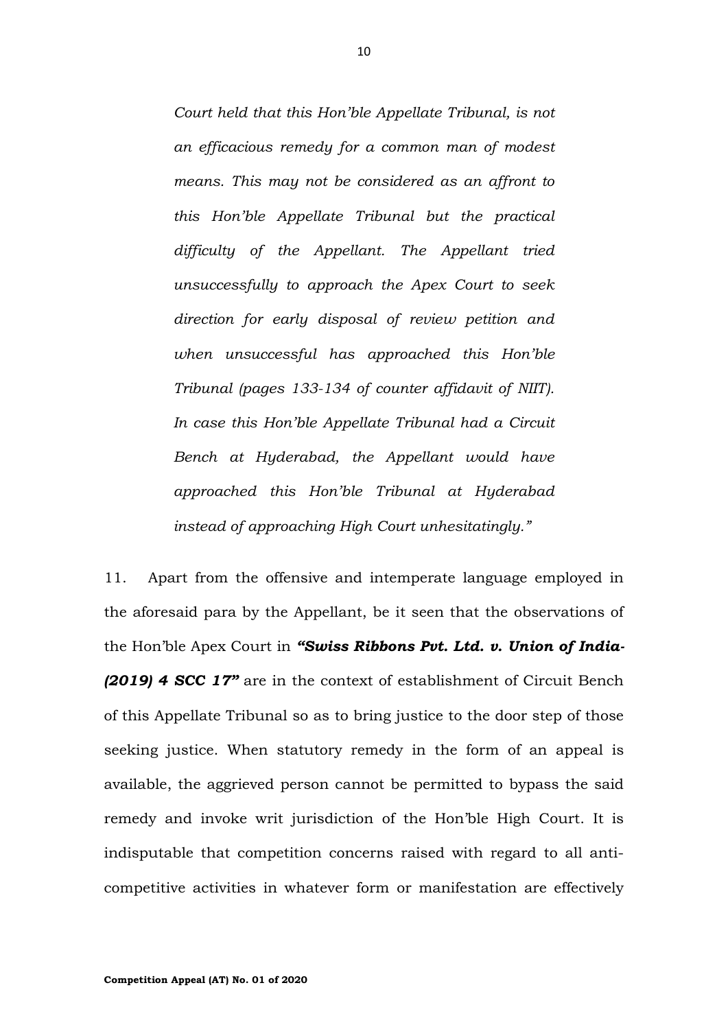*Court held that this Hon'ble Appellate Tribunal, is not an efficacious remedy for a common man of modest means. This may not be considered as an affront to this Hon'ble Appellate Tribunal but the practical difficulty of the Appellant. The Appellant tried unsuccessfully to approach the Apex Court to seek direction for early disposal of review petition and when unsuccessful has approached this Hon'ble Tribunal (pages 133-134 of counter affidavit of NIIT). In case this Hon'ble Appellate Tribunal had a Circuit Bench at Hyderabad, the Appellant would have approached this Hon'ble Tribunal at Hyderabad instead of approaching High Court unhesitatingly."*

11. Apart from the offensive and intemperate language employed in the aforesaid para by the Appellant, be it seen that the observations of the Hon'ble Apex Court in ***"Swiss Ribbons Pvt. Ltd. v. Union of India- (2019) 4 SCC 17"*** are in the context of establishment of Circuit Bench of this Appellate Tribunal so as to bring justice to the door step of those seeking justice. When statutory remedy in the form of an appeal is available, the aggrieved person cannot be permitted to bypass the said remedy and invoke writ jurisdiction of the Hon'ble High Court. It is indisputable that competition concerns raised with regard to all anti-competitive activities in whatever form or manifestation are effectively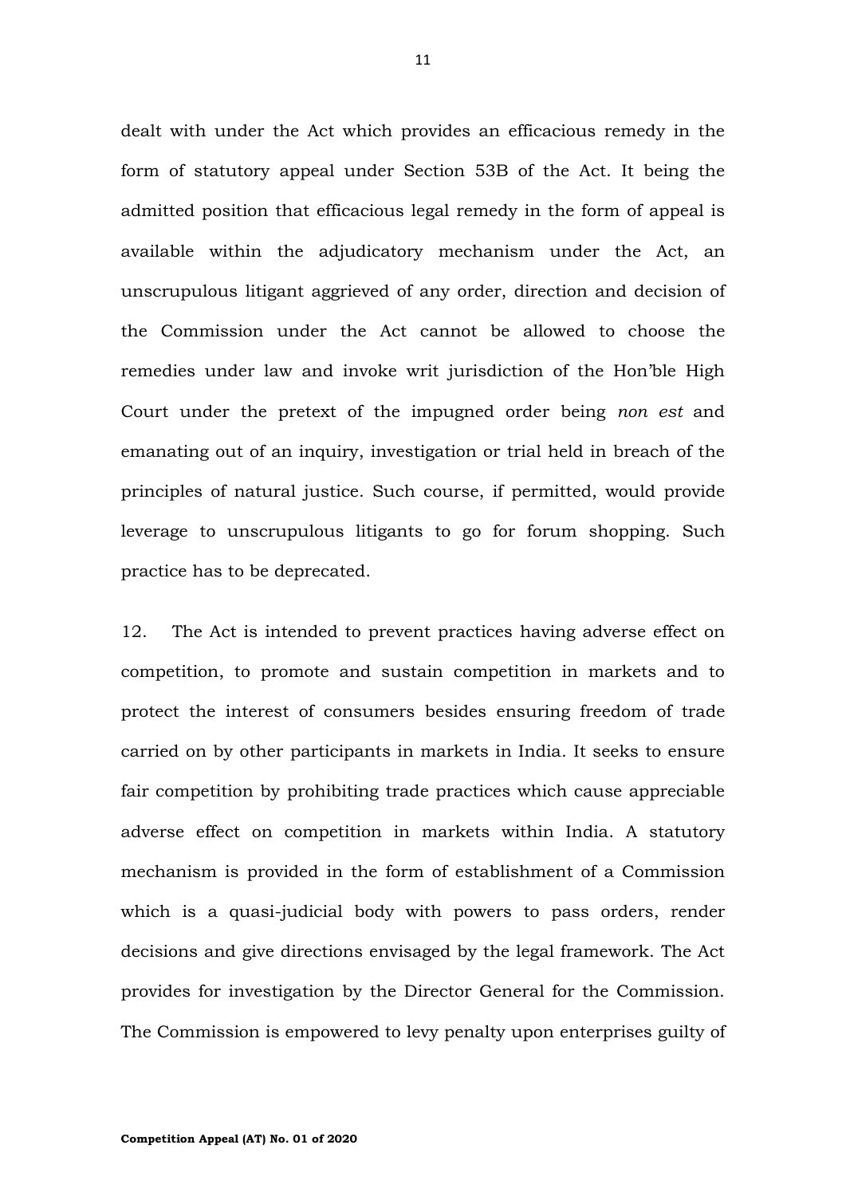dealt with under the Act which provides an efficacious remedy in the form of statutory appeal under Section 53B of the Act. It being the admitted position that efficacious legal remedy in the form of appeal is available within the adjudicatory mechanism under the Act, an unscrupulous litigant aggrieved of any order, direction and decision of the Commission under the Act cannot be allowed to choose the remedies under law and invoke writ jurisdiction of the Hon'ble High Court under the pretext of the impugned order being *non est* and emanating out of an inquiry, investigation or trial held in breach of the principles of natural justice. Such course, if permitted, would provide leverage to unscrupulous litigants to go for forum shopping. Such practice has to be deprecated.

12. The Act is intended to prevent practices having adverse effect on competition, to promote and sustain competition in markets and to protect the interest of consumers besides ensuring freedom of trade carried on by other participants in markets in India. It seeks to ensure fair competition by prohibiting trade practices which cause appreciable adverse effect on competition in markets within India. A statutory mechanism is provided in the form of establishment of a Commission which is a quasi-judicial body with powers to pass orders, render decisions and give directions envisaged by the legal framework. The Act provides for investigation by the Director General for the Commission. The Commission is empowered to levy penalty upon enterprises guilty of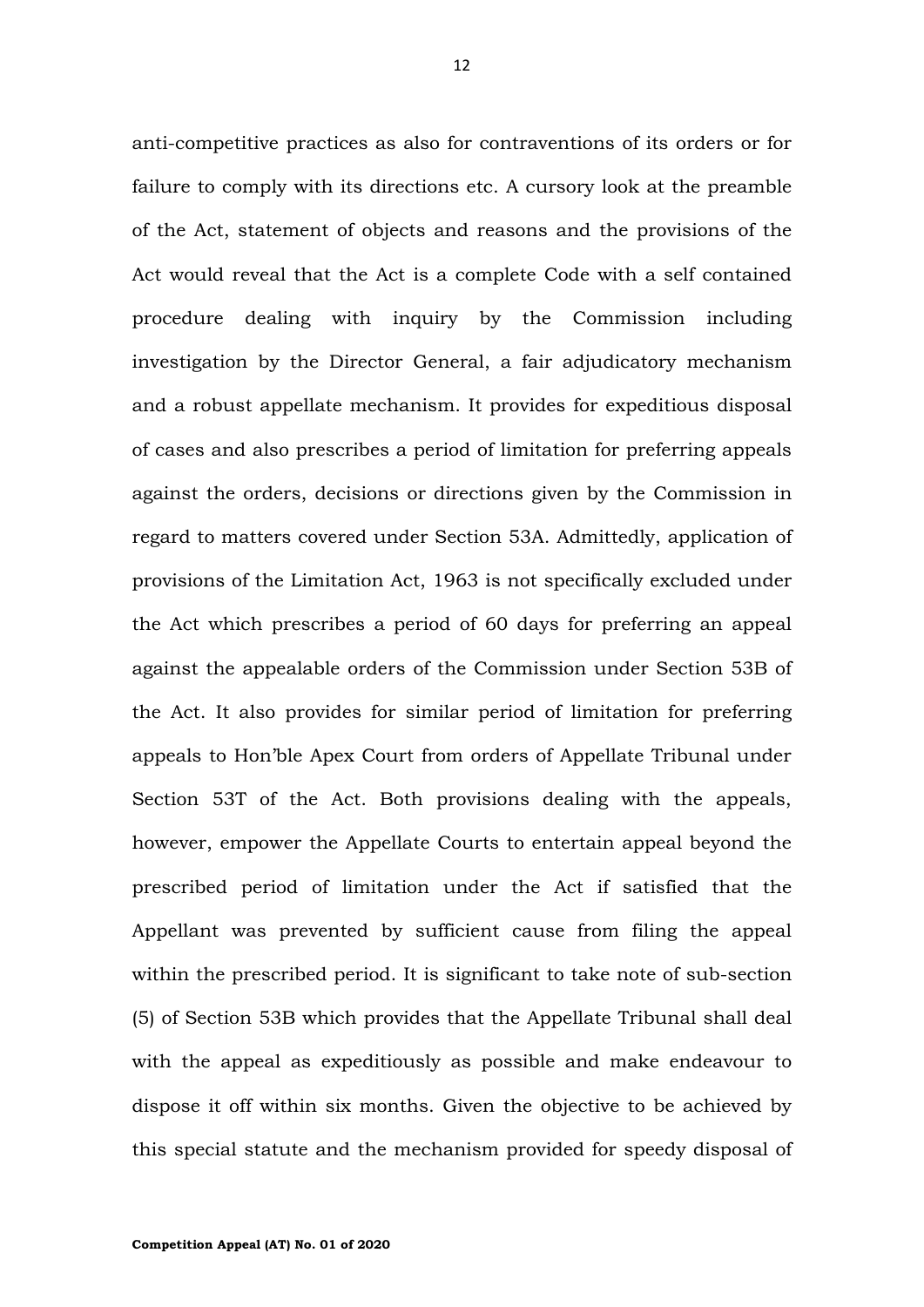anti-competitive practices as also for contraventions of its orders or for failure to comply with its directions etc. A cursory look at the preamble of the Act, statement of objects and reasons and the provisions of the Act would reveal that the Act is a complete Code with a self contained procedure dealing with inquiry by the Commission including investigation by the Director General, a fair adjudicatory mechanism and a robust appellate mechanism. It provides for expeditious disposal of cases and also prescribes a period of limitation for preferring appeals against the orders, decisions or directions given by the Commission in regard to matters covered under Section 53A. Admittedly, application of provisions of the Limitation Act, 1963 is not specifically excluded under the Act which prescribes a period of 60 days for preferring an appeal against the appealable orders of the Commission under Section 53B of the Act. It also provides for similar period of limitation for preferring appeals to Hon'ble Apex Court from orders of Appellate Tribunal under Section 53T of the Act. Both provisions dealing with the appeals, however, empower the Appellate Courts to entertain appeal beyond the prescribed period of limitation under the Act if satisfied that the Appellant was prevented by sufficient cause from filing the appeal within the prescribed period. It is significant to take note of sub-section (5) of Section 53B which provides that the Appellate Tribunal shall deal with the appeal as expeditiously as possible and make endeavour to dispose it off within six months. Given the objective to be achieved by this special statute and the mechanism provided for speedy disposal of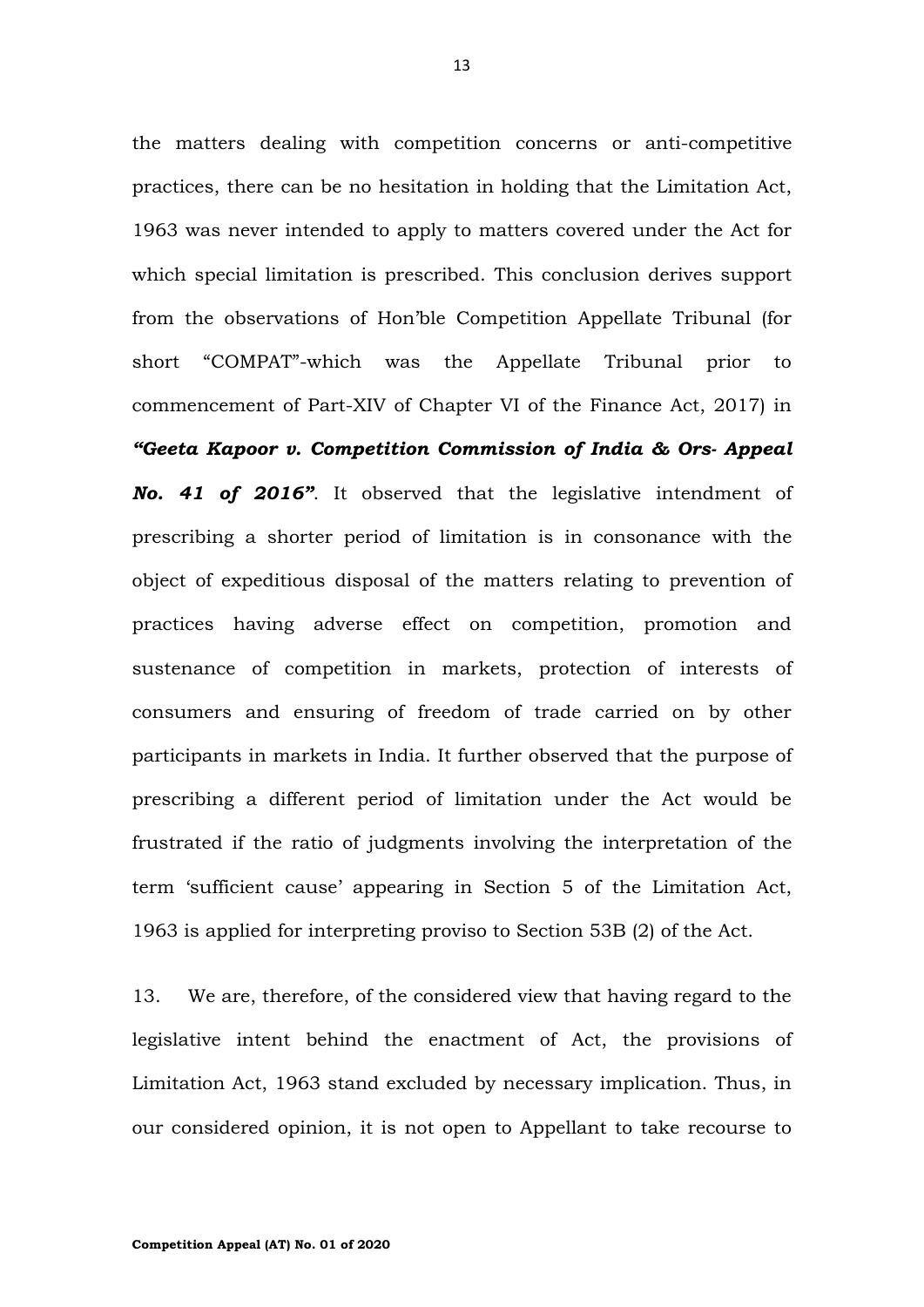the matters dealing with competition concerns or anti-competitive practices, there can be no hesitation in holding that the Limitation Act, 1963 was never intended to apply to matters covered under the Act for which special limitation is prescribed. This conclusion derives support from the observations of Hon'ble Competition Appellate Tribunal (for short "COMPAT"-which was the Appellate Tribunal prior to commencement of Part-XIV of Chapter VI of the Finance Act, 2017) in ***"Geeta Kapoor v. Competition Commission of India & Ors- Appeal No. 41 of 2016"***. It observed that the legislative intendment of prescribing a shorter period of limitation is in consonance with the object of expeditious disposal of the matters relating to prevention of practices having adverse effect on competition, promotion and sustenance of competition in markets, protection of interests of consumers and ensuring of freedom of trade carried on by other participants in markets in India. It further observed that the purpose of prescribing a different period of limitation under the Act would be frustrated if the ratio of judgments involving the interpretation of the term 'sufficient cause' appearing in Section 5 of the Limitation Act, 1963 is applied for interpreting proviso to Section 53B (2) of the Act.

13. We are, therefore, of the considered view that having regard to the legislative intent behind the enactment of Act, the provisions of Limitation Act, 1963 stand excluded by necessary implication. Thus, in our considered opinion, it is not open to Appellant to take recourse to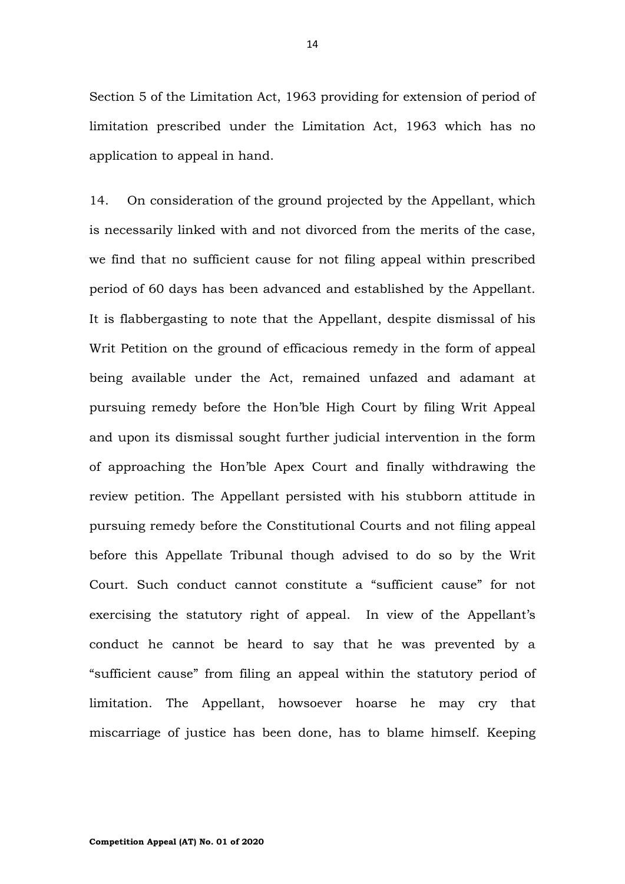Section 5 of the Limitation Act, 1963 providing for extension of period of limitation prescribed under the Limitation Act, 1963 which has no application to appeal in hand.

14. On consideration of the ground projected by the Appellant, which is necessarily linked with and not divorced from the merits of the case, we find that no sufficient cause for not filing appeal within prescribed period of 60 days has been advanced and established by the Appellant. It is flabbergasting to note that the Appellant, despite dismissal of his Writ Petition on the ground of efficacious remedy in the form of appeal being available under the Act, remained unfazed and adamant at pursuing remedy before the Hon'ble High Court by filing Writ Appeal and upon its dismissal sought further judicial intervention in the form of approaching the Hon'ble Apex Court and finally withdrawing the review petition. The Appellant persisted with his stubborn attitude in pursuing remedy before the Constitutional Courts and not filing appeal before this Appellate Tribunal though advised to do so by the Writ Court. Such conduct cannot constitute a "sufficient cause" for not exercising the statutory right of appeal. In view of the Appellant's conduct he cannot be heard to say that he was prevented by a "sufficient cause" from filing an appeal within the statutory period of limitation. The Appellant, howsoever hoarse he may cry that miscarriage of justice has been done, has to blame himself. Keeping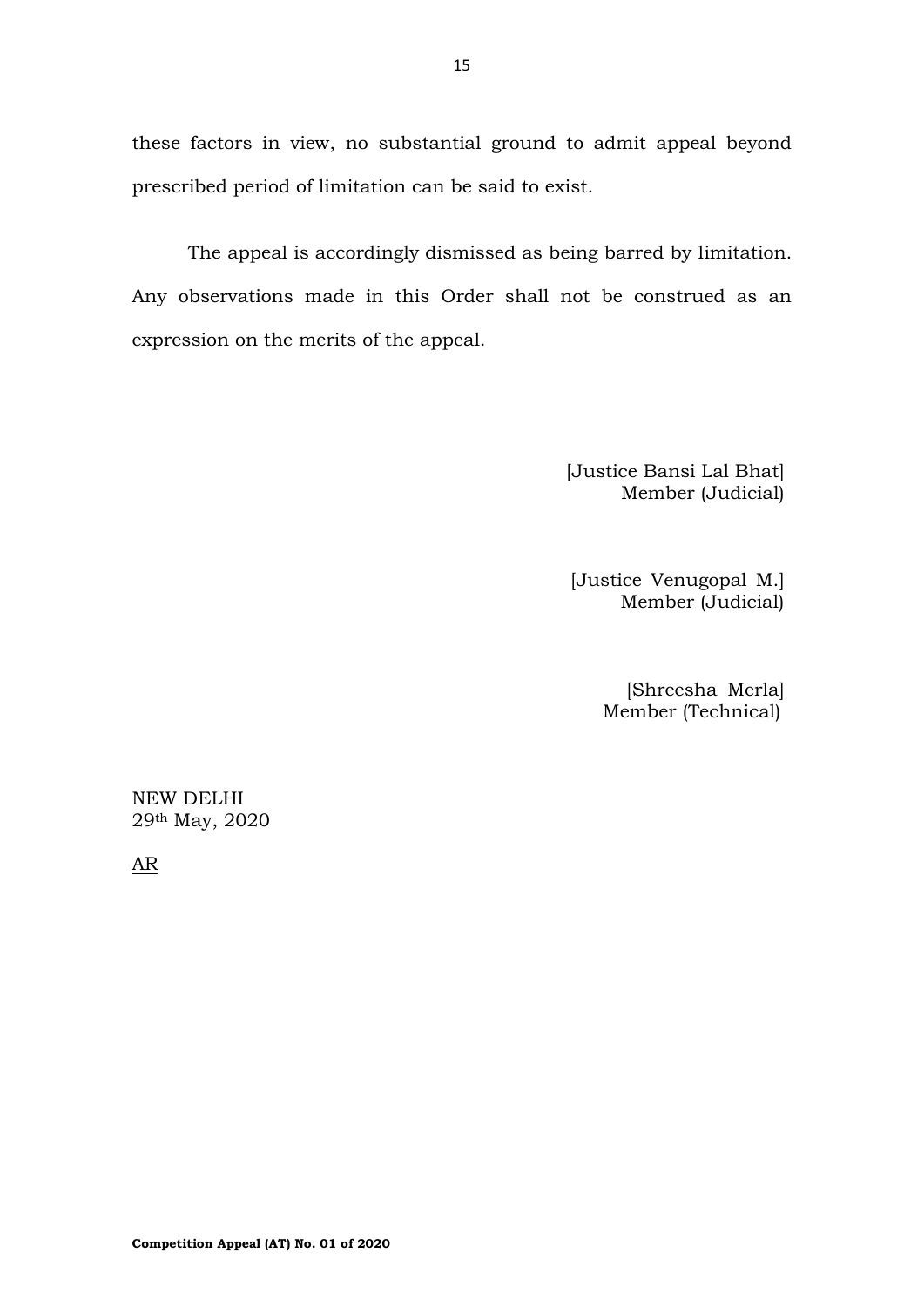these factors in view, no substantial ground to admit appeal beyond prescribed period of limitation can be said to exist.

The appeal is accordingly dismissed as being barred by limitation. Any observations made in this Order shall not be construed as an expression on the merits of the appeal.

[Justice Bansi Lal Bhat]
Member (Judicial)

[Justice Venugopal M.]
Member (Judicial)

[Shreesha Merla]
Member (Technical)

NEW DELHI
29th May, 2020

AR